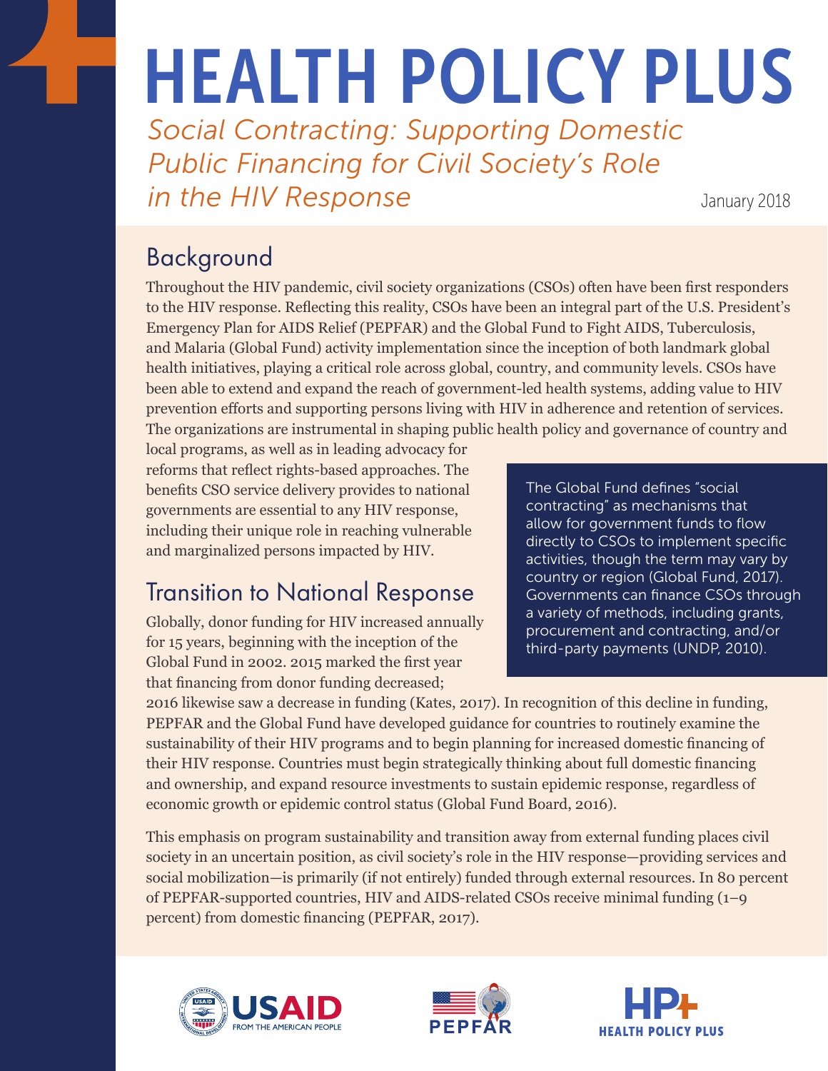# HEALTH POLICY PLUS

*Social Contracting: Supporting Domestic Public Financing for Civil Society's Role in the HIV Response*

January 2018

## Background

Throughout the HIV pandemic, civil society organizations (CSOs) often have been first responders to the HIV response. Reflecting this reality, CSOs have been an integral part of the U.S. President's Emergency Plan for AIDS Relief (PEPFAR) and the Global Fund to Fight AIDS, Tuberculosis, and Malaria (Global Fund) activity implementation since the inception of both landmark global health initiatives, playing a critical role across global, country, and community levels. CSOs have been able to extend and expand the reach of government-led health systems, adding value to HIV prevention efforts and supporting persons living with HIV in adherence and retention of services. The organizations are instrumental in shaping public health policy and governance of country and local programs, as well as in leading advocacy for reforms that reflect rights-based approaches. The benefits CSO service delivery provides to national governments are essential to any HIV response, including their unique role in reaching vulnerable and marginalized persons impacted by HIV.

> The Global Fund defines "social contracting" as mechanisms that allow for government funds to flow directly to CSOs to implement specific activities, though the term may vary by country or region (Global Fund, 2017). Governments can finance CSOs through a variety of methods, including grants, procurement and contracting, and/or third-party payments (UNDP, 2010).

## Transition to National Response

Globally, donor funding for HIV increased annually for 15 years, beginning with the inception of the Global Fund in 2002. 2015 marked the first year that financing from donor funding decreased; 2016 likewise saw a decrease in funding (Kates, 2017). In recognition of this decline in funding, PEPFAR and the Global Fund have developed guidance for countries to routinely examine the sustainability of their HIV programs and to begin planning for increased domestic financing of their HIV response. Countries must begin strategically thinking about full domestic financing and ownership, and expand resource investments to sustain epidemic response, regardless of economic growth or epidemic control status (Global Fund Board, 2016).

This emphasis on program sustainability and transition away from external funding places civil society in an uncertain position, as civil society's role in the HIV response—providing services and social mobilization—is primarily (if not entirely) funded through external resources. In 80 percent of PEPFAR-supported countries, HIV and AIDS-related CSOs receive minimal funding (1–9 percent) from domestic financing (PEPFAR, 2017).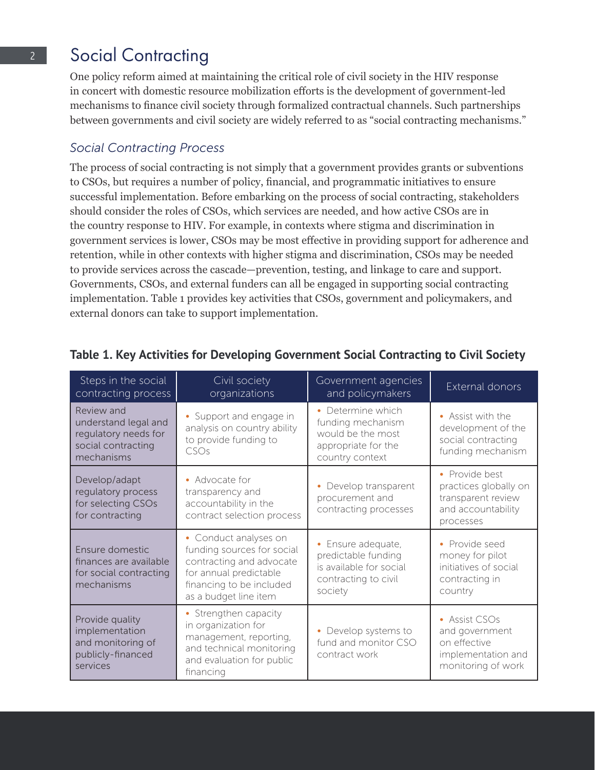# Social Contracting

One policy reform aimed at maintaining the critical role of civil society in the HIV response in concert with domestic resource mobilization efforts is the development of government-led mechanisms to finance civil society through formalized contractual channels. Such partnerships between governments and civil society are widely referred to as "social contracting mechanisms."

## *Social Contracting Process*

The process of social contracting is not simply that a government provides grants or subventions to CSOs, but requires a number of policy, financial, and programmatic initiatives to ensure successful implementation. Before embarking on the process of social contracting, stakeholders should consider the roles of CSOs, which services are needed, and how active CSOs are in the country response to HIV. For example, in contexts where stigma and discrimination in government services is lower, CSOs may be most effective in providing support for adherence and retention, while in other contexts with higher stigma and discrimination, CSOs may be needed to provide services across the cascade—prevention, testing, and linkage to care and support. Governments, CSOs, and external funders can all be engaged in supporting social contracting implementation. Table 1 provides key activities that CSOs, government and policymakers, and external donors can take to support implementation.

**Table 1. Key Activities for Developing Government Social Contracting to Civil Society**

| Steps in the social contracting process | Civil society organizations | Government agencies and policymakers | External donors |
|---|---|---|---|
| Review and understand legal and regulatory needs for social contracting mechanisms | • Support and engage in analysis on country ability to provide funding to CSOs | • Determine which funding mechanism would be the most appropriate for the country context | • Assist with the development of the social contracting funding mechanism |
| Develop/adapt regulatory process for selecting CSOs for contracting | • Advocate for transparency and accountability in the contract selection process | • Develop transparent procurement and contracting processes | • Provide best practices globally on transparent review and accountability processes |
| Ensure domestic finances are available for social contracting mechanisms | • Conduct analyses on funding sources for social contracting and advocate for annual predictable financing to be included as a budget line item | • Ensure adequate, predictable funding is available for social contracting to civil society | • Provide seed money for pilot initiatives of social contracting in country |
| Provide quality implementation and monitoring of publicly-financed services | • Strengthen capacity in organization for management, reporting, and technical monitoring and evaluation for public financing | • Develop systems to fund and monitor CSO contract work | • Assist CSOs and government on effective implementation and monitoring of work |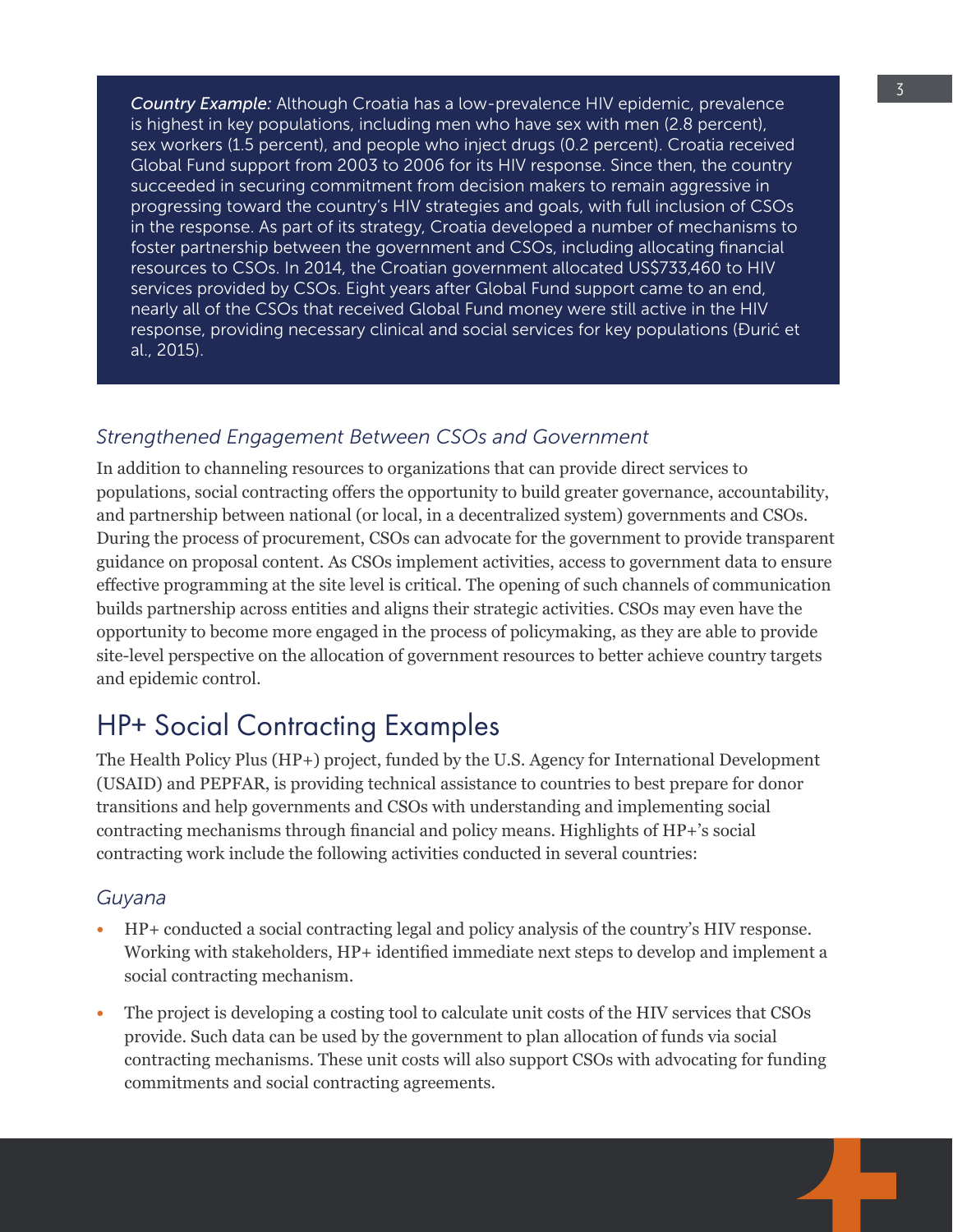*Country Example:* Although Croatia has a low-prevalence HIV epidemic, prevalence is highest in key populations, including men who have sex with men (2.8 percent), sex workers (1.5 percent), and people who inject drugs (0.2 percent). Croatia received Global Fund support from 2003 to 2006 for its HIV response. Since then, the country succeeded in securing commitment from decision makers to remain aggressive in progressing toward the country's HIV strategies and goals, with full inclusion of CSOs in the response. As part of its strategy, Croatia developed a number of mechanisms to foster partnership between the government and CSOs, including allocating financial resources to CSOs. In 2014, the Croatian government allocated US$733,460 to HIV services provided by CSOs. Eight years after Global Fund support came to an end, nearly all of the CSOs that received Global Fund money were still active in the HIV response, providing necessary clinical and social services for key populations (Đurić et al., 2015).

### *Strengthened Engagement Between CSOs and Government*

In addition to channeling resources to organizations that can provide direct services to populations, social contracting offers the opportunity to build greater governance, accountability, and partnership between national (or local, in a decentralized system) governments and CSOs. During the process of procurement, CSOs can advocate for the government to provide transparent guidance on proposal content. As CSOs implement activities, access to government data to ensure effective programming at the site level is critical. The opening of such channels of communication builds partnership across entities and aligns their strategic activities. CSOs may even have the opportunity to become more engaged in the process of policymaking, as they are able to provide site-level perspective on the allocation of government resources to better achieve country targets and epidemic control.

## HP+ Social Contracting Examples

The Health Policy Plus (HP+) project, funded by the U.S. Agency for International Development (USAID) and PEPFAR, is providing technical assistance to countries to best prepare for donor transitions and help governments and CSOs with understanding and implementing social contracting mechanisms through financial and policy means. Highlights of HP+'s social contracting work include the following activities conducted in several countries:

### *Guyana*

- HP+ conducted a social contracting legal and policy analysis of the country's HIV response. Working with stakeholders, HP+ identified immediate next steps to develop and implement a social contracting mechanism.
- The project is developing a costing tool to calculate unit costs of the HIV services that CSOs provide. Such data can be used by the government to plan allocation of funds via social contracting mechanisms. These unit costs will also support CSOs with advocating for funding commitments and social contracting agreements.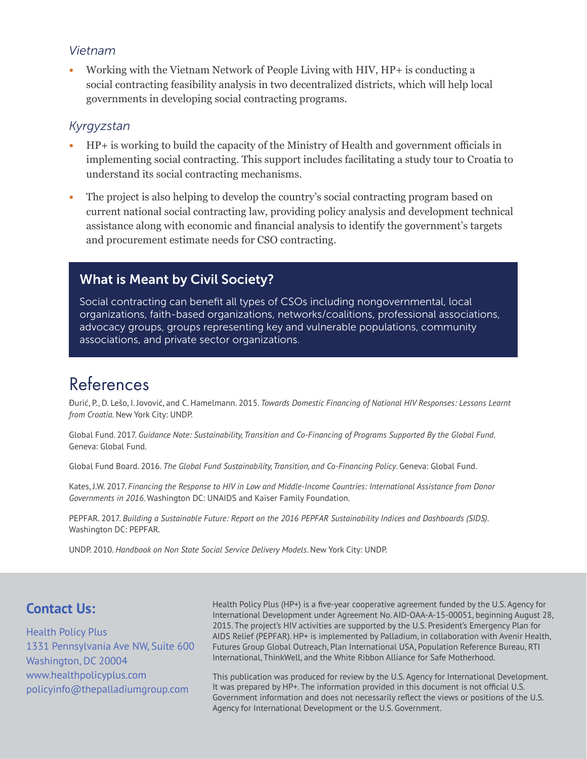### *Vietnam*

- Working with the Vietnam Network of People Living with HIV, HP+ is conducting a social contracting feasibility analysis in two decentralized districts, which will help local governments in developing social contracting programs.

### *Kyrgyzstan*

- HP+ is working to build the capacity of the Ministry of Health and government officials in implementing social contracting. This support includes facilitating a study tour to Croatia to understand its social contracting mechanisms.
- The project is also helping to develop the country's social contracting program based on current national social contracting law, providing policy analysis and development technical assistance along with economic and financial analysis to identify the government's targets and procurement estimate needs for CSO contracting.

### What is Meant by Civil Society?

Social contracting can benefit all types of CSOs including nongovernmental, local organizations, faith-based organizations, networks/coalitions, professional associations, advocacy groups, groups representing key and vulnerable populations, community associations, and private sector organizations.

## References

Đurić, P., D. Lešo, I. Jovović, and C. Hamelmann. 2015. *Towards Domestic Financing of National HIV Responses: Lessons Learnt from Croatia.* New York City: UNDP.

Global Fund. 2017. *Guidance Note: Sustainability, Transition and Co-Financing of Programs Supported By the Global Fund.* Geneva: Global Fund.

Global Fund Board. 2016. *The Global Fund Sustainability, Transition, and Co-Financing Policy*. Geneva: Global Fund.

Kates, J.W. 2017. *Financing the Response to HIV in Low and Middle-Income Countries: International Assistance from Donor Governments in 2016.* Washington DC: UNAIDS and Kaiser Family Foundation.

PEPFAR. 2017. *Building a Sustainable Future: Report on the 2016 PEPFAR Sustainability Indices and Dashboards (SIDS).* Washington DC: PEPFAR.

UNDP. 2010. *Handbook on Non State Social Service Delivery Models.* New York City: UNDP.

## Contact Us:

Health Policy Plus
1331 Pennsylvania Ave NW, Suite 600
Washington, DC 20004
www.healthpolicyplus.com
policyinfo@thepalladiumgroup.com

Health Policy Plus (HP+) is a five-year cooperative agreement funded by the U.S. Agency for International Development under Agreement No. AID-OAA-A-15-00051, beginning August 28, 2015. The project's HIV activities are supported by the U.S. President's Emergency Plan for AIDS Relief (PEPFAR). HP+ is implemented by Palladium, in collaboration with Avenir Health, Futures Group Global Outreach, Plan International USA, Population Reference Bureau, RTI International, ThinkWell, and the White Ribbon Alliance for Safe Motherhood.

This publication was produced for review by the U.S. Agency for International Development. It was prepared by HP+. The information provided in this document is not official U.S. Government information and does not necessarily reflect the views or positions of the U.S. Agency for International Development or the U.S. Government.